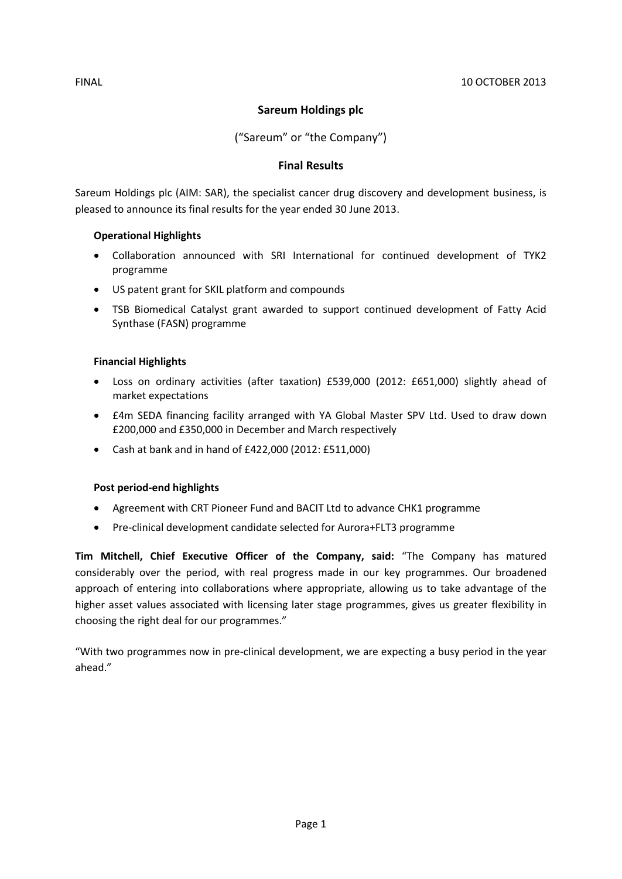FINAL 10 OCTOBER 2013

# Sareum Holdings plc

("Sareum" or "the Company")

## Final Results

Sareum Holdings plc (AIM: SAR), the specialist cancer drug discovery and development business, is pleased to announce its final results for the year ended 30 June 2013.

### Operational Highlights

- Collaboration announced with SRI International for continued development of TYK2 programme
- US patent grant for SKIL platform and compounds
- TSB Biomedical Catalyst grant awarded to support continued development of Fatty Acid Synthase (FASN) programme

### Financial Highlights

- Loss on ordinary activities (after taxation) £539,000 (2012: £651,000) slightly ahead of market expectations
- £4m SEDA financing facility arranged with YA Global Master SPV Ltd. Used to draw down £200,000 and £350,000 in December and March respectively
- Cash at bank and in hand of £422,000 (2012: £511,000)

### Post period-end highlights

- Agreement with CRT Pioneer Fund and BACIT Ltd to advance CHK1 programme
- Pre-clinical development candidate selected for Aurora+FLT3 programme

**Tim Mitchell, Chief Executive Officer of the Company, said:** "The Company has matured considerably over the period, with real progress made in our key programmes. Our broadened approach of entering into collaborations where appropriate, allowing us to take advantage of the higher asset values associated with licensing later stage programmes, gives us greater flexibility in choosing the right deal for our programmes."

"With two programmes now in pre-clinical development, we are expecting a busy period in the year ahead."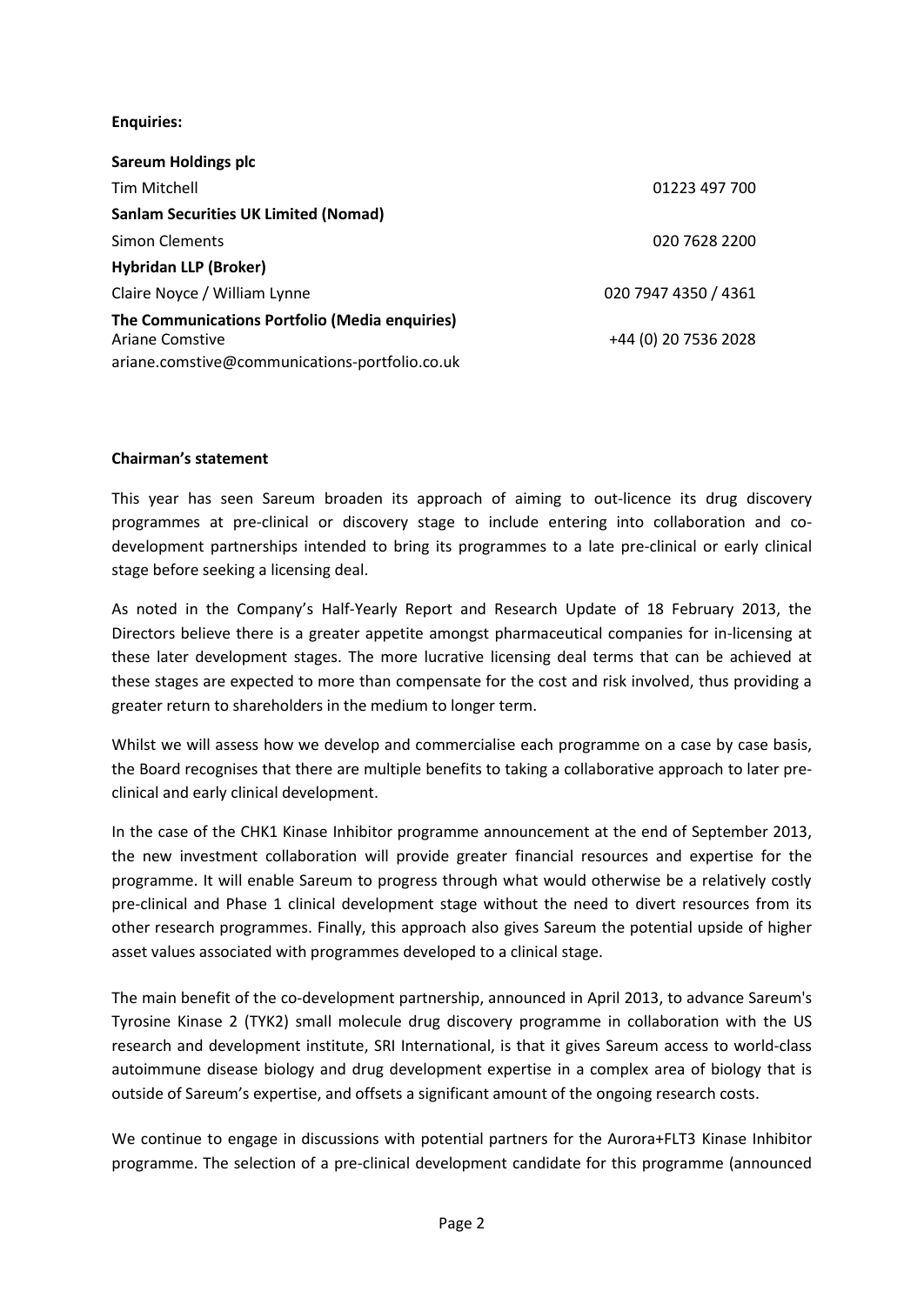**Enquiries:**

| | |
|---|---|
| **Sareum Holdings plc** | |
| Tim Mitchell | 01223 497 700 |
| **Sanlam Securities UK Limited (Nomad)** | |
| Simon Clements | 020 7628 2200 |
| **Hybridan LLP (Broker)** | |
| Claire Noyce / William Lynne | 020 7947 4350 / 4361 |
| **The Communications Portfolio (Media enquiries)** | |
| Ariane Comstive | +44 (0) 20 7536 2028 |
| ariane.comstive@communications-portfolio.co.uk | |

**Chairman's statement**

This year has seen Sareum broaden its approach of aiming to out-licence its drug discovery programmes at pre-clinical or discovery stage to include entering into collaboration and co-development partnerships intended to bring its programmes to a late pre-clinical or early clinical stage before seeking a licensing deal.

As noted in the Company's Half-Yearly Report and Research Update of 18 February 2013, the Directors believe there is a greater appetite amongst pharmaceutical companies for in-licensing at these later development stages. The more lucrative licensing deal terms that can be achieved at these stages are expected to more than compensate for the cost and risk involved, thus providing a greater return to shareholders in the medium to longer term.

Whilst we will assess how we develop and commercialise each programme on a case by case basis, the Board recognises that there are multiple benefits to taking a collaborative approach to later pre-clinical and early clinical development.

In the case of the CHK1 Kinase Inhibitor programme announcement at the end of September 2013, the new investment collaboration will provide greater financial resources and expertise for the programme. It will enable Sareum to progress through what would otherwise be a relatively costly pre-clinical and Phase 1 clinical development stage without the need to divert resources from its other research programmes. Finally, this approach also gives Sareum the potential upside of higher asset values associated with programmes developed to a clinical stage.

The main benefit of the co-development partnership, announced in April 2013, to advance Sareum's Tyrosine Kinase 2 (TYK2) small molecule drug discovery programme in collaboration with the US research and development institute, SRI International, is that it gives Sareum access to world-class autoimmune disease biology and drug development expertise in a complex area of biology that is outside of Sareum's expertise, and offsets a significant amount of the ongoing research costs.

We continue to engage in discussions with potential partners for the Aurora+FLT3 Kinase Inhibitor programme. The selection of a pre-clinical development candidate for this programme (announced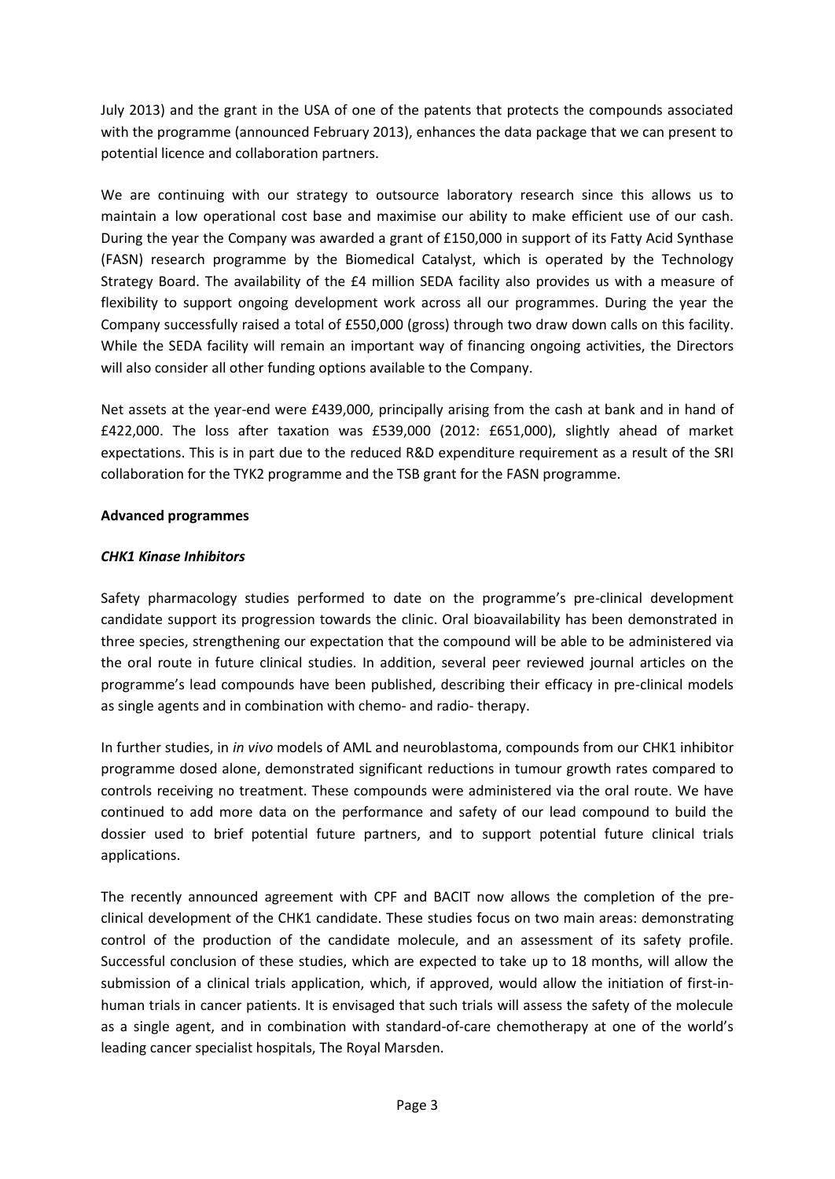July 2013) and the grant in the USA of one of the patents that protects the compounds associated with the programme (announced February 2013), enhances the data package that we can present to potential licence and collaboration partners.

We are continuing with our strategy to outsource laboratory research since this allows us to maintain a low operational cost base and maximise our ability to make efficient use of our cash. During the year the Company was awarded a grant of £150,000 in support of its Fatty Acid Synthase (FASN) research programme by the Biomedical Catalyst, which is operated by the Technology Strategy Board. The availability of the £4 million SEDA facility also provides us with a measure of flexibility to support ongoing development work across all our programmes. During the year the Company successfully raised a total of £550,000 (gross) through two draw down calls on this facility. While the SEDA facility will remain an important way of financing ongoing activities, the Directors will also consider all other funding options available to the Company.

Net assets at the year-end were £439,000, principally arising from the cash at bank and in hand of £422,000. The loss after taxation was £539,000 (2012: £651,000), slightly ahead of market expectations. This is in part due to the reduced R&D expenditure requirement as a result of the SRI collaboration for the TYK2 programme and the TSB grant for the FASN programme.

**Advanced programmes**

***CHK1 Kinase Inhibitors***

Safety pharmacology studies performed to date on the programme's pre-clinical development candidate support its progression towards the clinic. Oral bioavailability has been demonstrated in three species, strengthening our expectation that the compound will be able to be administered via the oral route in future clinical studies. In addition, several peer reviewed journal articles on the programme's lead compounds have been published, describing their efficacy in pre-clinical models as single agents and in combination with chemo- and radio- therapy.

In further studies, in *in vivo* models of AML and neuroblastoma, compounds from our CHK1 inhibitor programme dosed alone, demonstrated significant reductions in tumour growth rates compared to controls receiving no treatment. These compounds were administered via the oral route. We have continued to add more data on the performance and safety of our lead compound to build the dossier used to brief potential future partners, and to support potential future clinical trials applications.

The recently announced agreement with CPF and BACIT now allows the completion of the pre-clinical development of the CHK1 candidate. These studies focus on two main areas: demonstrating control of the production of the candidate molecule, and an assessment of its safety profile. Successful conclusion of these studies, which are expected to take up to 18 months, will allow the submission of a clinical trials application, which, if approved, would allow the initiation of first-in-human trials in cancer patients. It is envisaged that such trials will assess the safety of the molecule as a single agent, and in combination with standard-of-care chemotherapy at one of the world's leading cancer specialist hospitals, The Royal Marsden.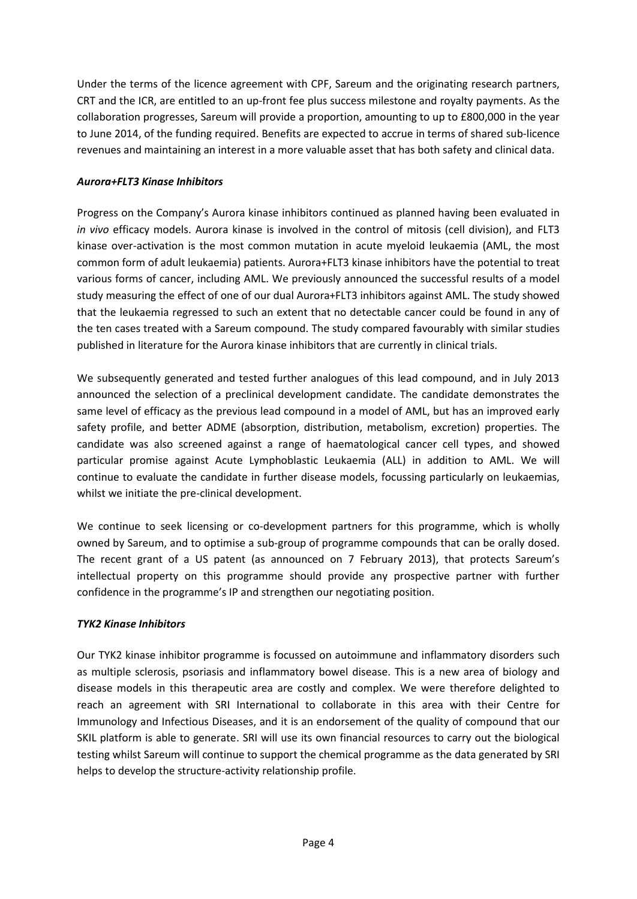Under the terms of the licence agreement with CPF, Sareum and the originating research partners, CRT and the ICR, are entitled to an up-front fee plus success milestone and royalty payments. As the collaboration progresses, Sareum will provide a proportion, amounting to up to £800,000 in the year to June 2014, of the funding required. Benefits are expected to accrue in terms of shared sub-licence revenues and maintaining an interest in a more valuable asset that has both safety and clinical data.

***Aurora+FLT3 Kinase Inhibitors***

Progress on the Company's Aurora kinase inhibitors continued as planned having been evaluated in *in vivo* efficacy models. Aurora kinase is involved in the control of mitosis (cell division), and FLT3 kinase over-activation is the most common mutation in acute myeloid leukaemia (AML, the most common form of adult leukaemia) patients. Aurora+FLT3 kinase inhibitors have the potential to treat various forms of cancer, including AML. We previously announced the successful results of a model study measuring the effect of one of our dual Aurora+FLT3 inhibitors against AML. The study showed that the leukaemia regressed to such an extent that no detectable cancer could be found in any of the ten cases treated with a Sareum compound. The study compared favourably with similar studies published in literature for the Aurora kinase inhibitors that are currently in clinical trials.

We subsequently generated and tested further analogues of this lead compound, and in July 2013 announced the selection of a preclinical development candidate. The candidate demonstrates the same level of efficacy as the previous lead compound in a model of AML, but has an improved early safety profile, and better ADME (absorption, distribution, metabolism, excretion) properties. The candidate was also screened against a range of haematological cancer cell types, and showed particular promise against Acute Lymphoblastic Leukaemia (ALL) in addition to AML. We will continue to evaluate the candidate in further disease models, focussing particularly on leukaemias, whilst we initiate the pre-clinical development.

We continue to seek licensing or co-development partners for this programme, which is wholly owned by Sareum, and to optimise a sub-group of programme compounds that can be orally dosed. The recent grant of a US patent (as announced on 7 February 2013), that protects Sareum's intellectual property on this programme should provide any prospective partner with further confidence in the programme's IP and strengthen our negotiating position.

***TYK2 Kinase Inhibitors***

Our TYK2 kinase inhibitor programme is focussed on autoimmune and inflammatory disorders such as multiple sclerosis, psoriasis and inflammatory bowel disease. This is a new area of biology and disease models in this therapeutic area are costly and complex. We were therefore delighted to reach an agreement with SRI International to collaborate in this area with their Centre for Immunology and Infectious Diseases, and it is an endorsement of the quality of compound that our SKIL platform is able to generate. SRI will use its own financial resources to carry out the biological testing whilst Sareum will continue to support the chemical programme as the data generated by SRI helps to develop the structure-activity relationship profile.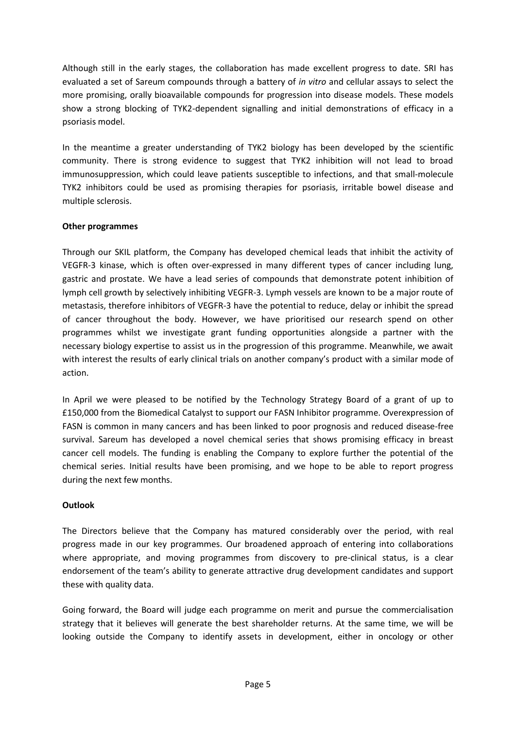Although still in the early stages, the collaboration has made excellent progress to date. SRI has evaluated a set of Sareum compounds through a battery of *in vitro* and cellular assays to select the more promising, orally bioavailable compounds for progression into disease models. These models show a strong blocking of TYK2-dependent signalling and initial demonstrations of efficacy in a psoriasis model.

In the meantime a greater understanding of TYK2 biology has been developed by the scientific community. There is strong evidence to suggest that TYK2 inhibition will not lead to broad immunosuppression, which could leave patients susceptible to infections, and that small-molecule TYK2 inhibitors could be used as promising therapies for psoriasis, irritable bowel disease and multiple sclerosis.

**Other programmes**

Through our SKIL platform, the Company has developed chemical leads that inhibit the activity of VEGFR-3 kinase, which is often over-expressed in many different types of cancer including lung, gastric and prostate. We have a lead series of compounds that demonstrate potent inhibition of lymph cell growth by selectively inhibiting VEGFR-3. Lymph vessels are known to be a major route of metastasis, therefore inhibitors of VEGFR-3 have the potential to reduce, delay or inhibit the spread of cancer throughout the body. However, we have prioritised our research spend on other programmes whilst we investigate grant funding opportunities alongside a partner with the necessary biology expertise to assist us in the progression of this programme. Meanwhile, we await with interest the results of early clinical trials on another company's product with a similar mode of action.

In April we were pleased to be notified by the Technology Strategy Board of a grant of up to £150,000 from the Biomedical Catalyst to support our FASN Inhibitor programme. Overexpression of FASN is common in many cancers and has been linked to poor prognosis and reduced disease-free survival. Sareum has developed a novel chemical series that shows promising efficacy in breast cancer cell models. The funding is enabling the Company to explore further the potential of the chemical series. Initial results have been promising, and we hope to be able to report progress during the next few months.

**Outlook**

The Directors believe that the Company has matured considerably over the period, with real progress made in our key programmes. Our broadened approach of entering into collaborations where appropriate, and moving programmes from discovery to pre-clinical status, is a clear endorsement of the team's ability to generate attractive drug development candidates and support these with quality data.

Going forward, the Board will judge each programme on merit and pursue the commercialisation strategy that it believes will generate the best shareholder returns. At the same time, we will be looking outside the Company to identify assets in development, either in oncology or other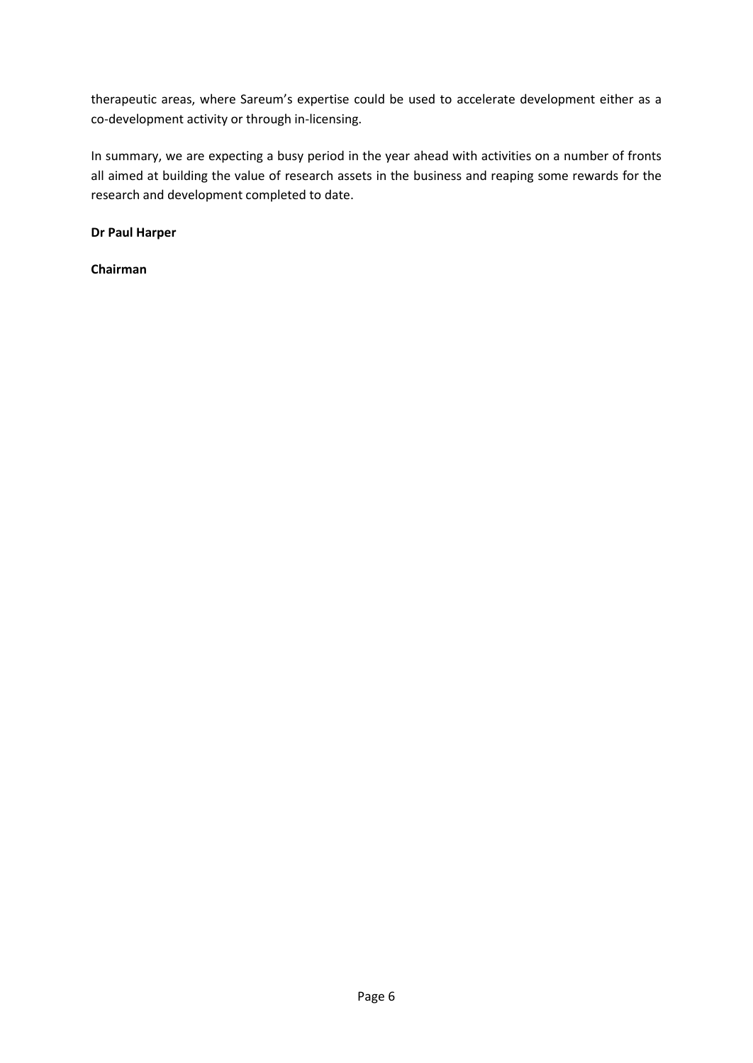therapeutic areas, where Sareum's expertise could be used to accelerate development either as a co-development activity or through in-licensing.

In summary, we are expecting a busy period in the year ahead with activities on a number of fronts all aimed at building the value of research assets in the business and reaping some rewards for the research and development completed to date.

**Dr Paul Harper**

**Chairman**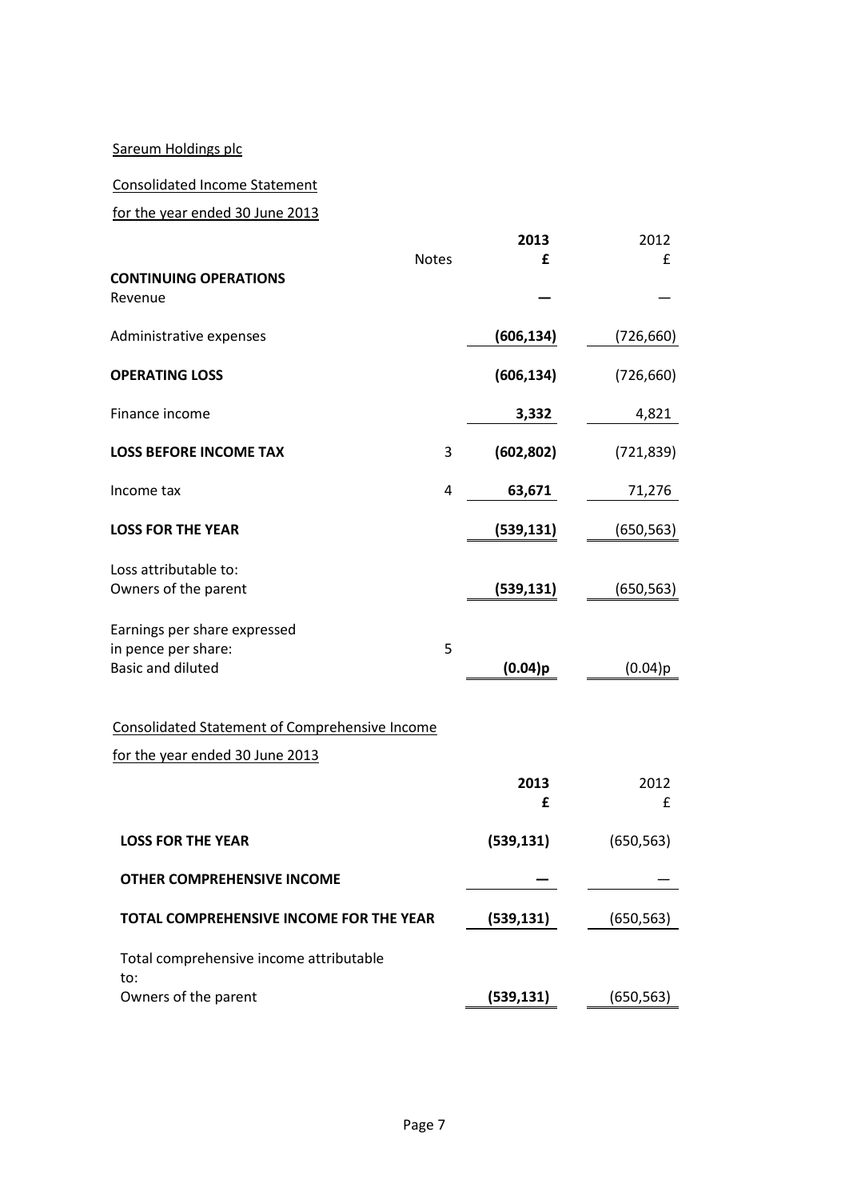Sareum Holdings plc

Consolidated Income Statement

for the year ended 30 June 2013

| | Notes | 2013 £ | 2012 £ |
|---|---|---|---|
| **CONTINUING OPERATIONS** | | | |
| Revenue | | **—** | — |
| Administrative expenses | | **(606,134)** | (726,660) |
| **OPERATING LOSS** | | **(606,134)** | (726,660) |
| Finance income | | **3,332** | 4,821 |
| **LOSS BEFORE INCOME TAX** | 3 | **(602,802)** | (721,839) |
| Income tax | 4 | **63,671** | 71,276 |
| **LOSS FOR THE YEAR** | | **(539,131)** | (650,563) |
| Loss attributable to: | | | |
| Owners of the parent | | **(539,131)** | (650,563) |
| Earnings per share expressed in pence per share: | 5 | | |
| Basic and diluted | | **(0.04)p** | (0.04)p |

Consolidated Statement of Comprehensive Income

for the year ended 30 June 2013

| | 2013 £ | 2012 £ |
|---|---|---|
| **LOSS FOR THE YEAR** | **(539,131)** | (650,563) |
| **OTHER COMPREHENSIVE INCOME** | **—** | — |
| **TOTAL COMPREHENSIVE INCOME FOR THE YEAR** | **(539,131)** | (650,563) |
| Total comprehensive income attributable to: | | |
| Owners of the parent | **(539,131)** | (650,563) |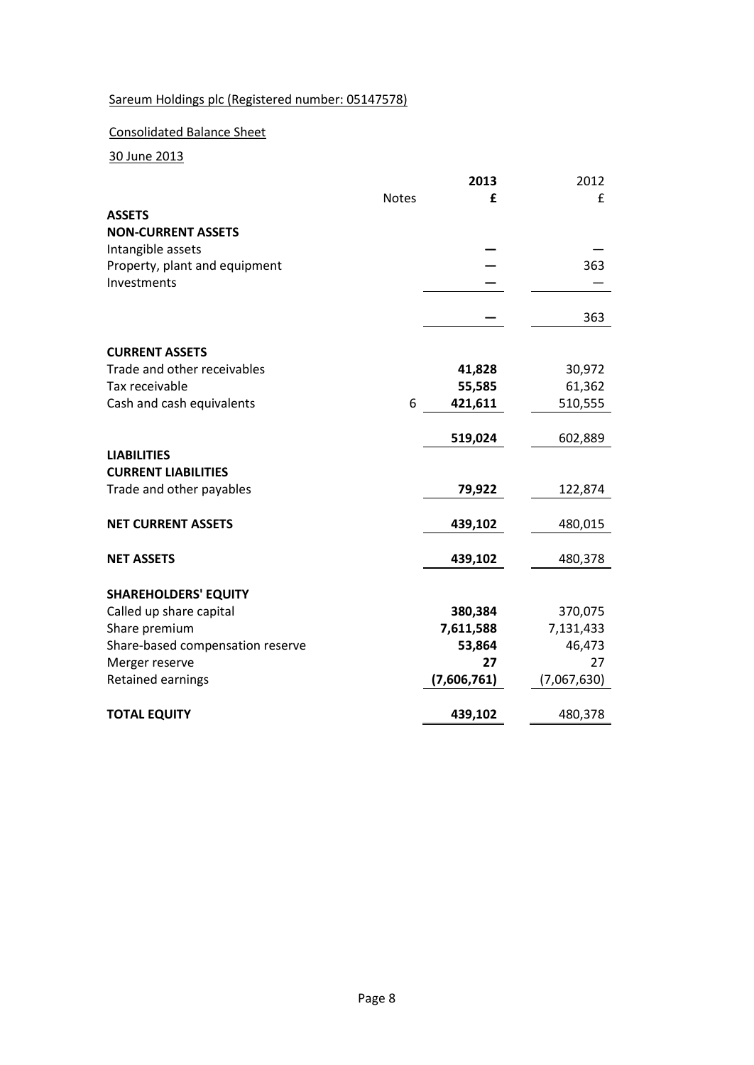Sareum Holdings plc (Registered number: 05147578)

Consolidated Balance Sheet

30 June 2013

| | Notes | 2013 £ | 2012 £ |
|---|---|---|---|
| **ASSETS** | | | |
| **NON-CURRENT ASSETS** | | | |
| Intangible assets | | — | — |
| Property, plant and equipment | | — | 363 |
| Investments | | — | — |
| | | — | 363 |
| **CURRENT ASSETS** | | | |
| Trade and other receivables | | **41,828** | 30,972 |
| Tax receivable | | **55,585** | 61,362 |
| Cash and cash equivalents | 6 | **421,611** | 510,555 |
| | | **519,024** | 602,889 |
| **LIABILITIES** | | | |
| **CURRENT LIABILITIES** | | | |
| Trade and other payables | | **79,922** | 122,874 |
| **NET CURRENT ASSETS** | | **439,102** | 480,015 |
| **NET ASSETS** | | **439,102** | 480,378 |
| **SHAREHOLDERS' EQUITY** | | | |
| Called up share capital | | **380,384** | 370,075 |
| Share premium | | **7,611,588** | 7,131,433 |
| Share-based compensation reserve | | **53,864** | 46,473 |
| Merger reserve | | **27** | 27 |
| Retained earnings | | **(7,606,761)** | (7,067,630) |
| **TOTAL EQUITY** | | **439,102** | 480,378 |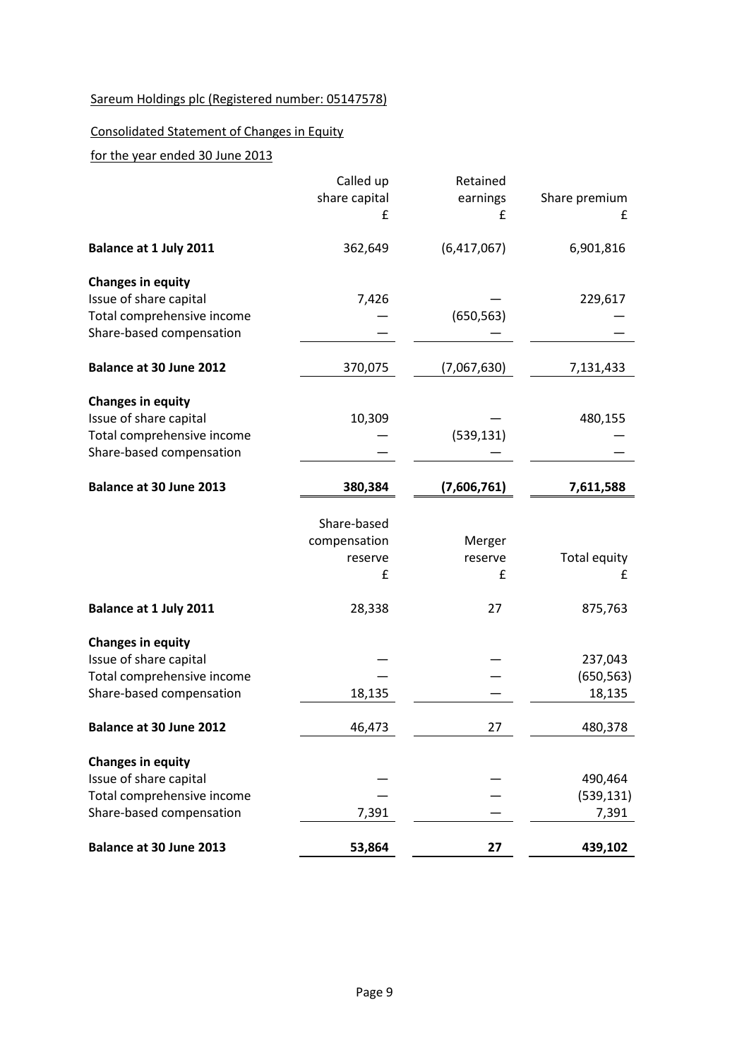Sareum Holdings plc (Registered number: 05147578)

Consolidated Statement of Changes in Equity

for the year ended 30 June 2013

| | Called up share capital £ | Retained earnings £ | Share premium £ |
|---|---|---|---|
| **Balance at 1 July 2011** | 362,649 | (6,417,067) | 6,901,816 |
| **Changes in equity** | | | |
| Issue of share capital | 7,426 | — | 229,617 |
| Total comprehensive income | — | (650,563) | — |
| Share-based compensation | — | — | — |
| **Balance at 30 June 2012** | 370,075 | (7,067,630) | 7,131,433 |
| **Changes in equity** | | | |
| Issue of share capital | 10,309 | — | 480,155 |
| Total comprehensive income | — | (539,131) | — |
| Share-based compensation | — | — | — |
| **Balance at 30 June 2013** | **380,384** | **(7,606,761)** | **7,611,588** |

| | Share-based compensation reserve £ | Merger reserve £ | Total equity £ |
|---|---|---|---|
| **Balance at 1 July 2011** | 28,338 | 27 | 875,763 |
| **Changes in equity** | | | |
| Issue of share capital | — | — | 237,043 |
| Total comprehensive income | — | — | (650,563) |
| Share-based compensation | 18,135 | — | 18,135 |
| **Balance at 30 June 2012** | 46,473 | 27 | 480,378 |
| **Changes in equity** | | | |
| Issue of share capital | — | — | 490,464 |
| Total comprehensive income | — | — | (539,131) |
| Share-based compensation | 7,391 | — | 7,391 |
| **Balance at 30 June 2013** | **53,864** | **27** | **439,102** |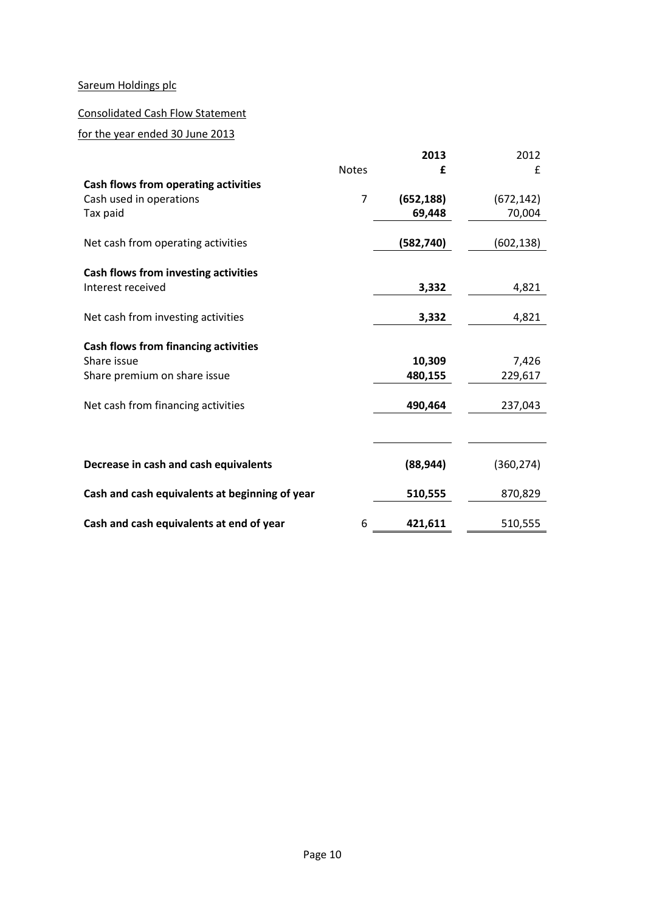Sareum Holdings plc

Consolidated Cash Flow Statement

for the year ended 30 June 2013

| | Notes | **2013** | 2012 |
|---|---|---|---|
| | | **£** | £ |
| **Cash flows from operating activities** | | | |
| Cash used in operations | 7 | **(652,188)** | (672,142) |
| Tax paid | | **69,448** | 70,004 |
| Net cash from operating activities | | **(582,740)** | (602,138) |
| **Cash flows from investing activities** | | | |
| Interest received | | **3,332** | 4,821 |
| Net cash from investing activities | | **3,332** | 4,821 |
| **Cash flows from financing activities** | | | |
| Share issue | | **10,309** | 7,426 |
| Share premium on share issue | | **480,155** | 229,617 |
| Net cash from financing activities | | **490,464** | 237,043 |
| **Decrease in cash and cash equivalents** | | **(88,944)** | (360,274) |
| **Cash and cash equivalents at beginning of year** | | **510,555** | 870,829 |
| **Cash and cash equivalents at end of year** | 6 | **421,611** | 510,555 |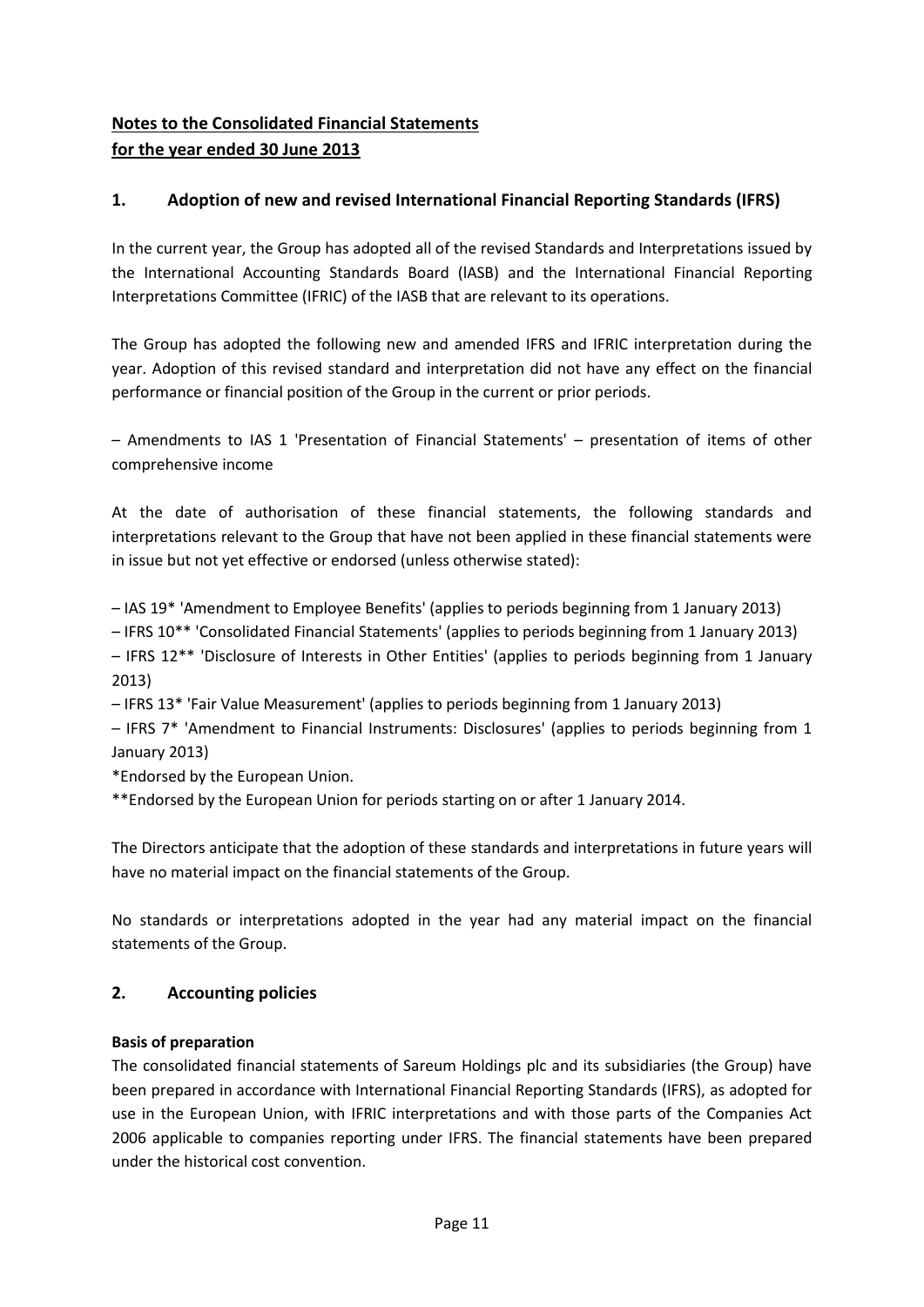**Notes to the Consolidated Financial Statements**
**for the year ended 30 June 2013**

## 1. Adoption of new and revised International Financial Reporting Standards (IFRS)

In the current year, the Group has adopted all of the revised Standards and Interpretations issued by the International Accounting Standards Board (lASB) and the International Financial Reporting Interpretations Committee (IFRIC) of the IASB that are relevant to its operations.

The Group has adopted the following new and amended IFRS and IFRIC interpretation during the year. Adoption of this revised standard and interpretation did not have any effect on the financial performance or financial position of the Group in the current or prior periods.

– Amendments to IAS 1 'Presentation of Financial Statements' – presentation of items of other comprehensive income

At the date of authorisation of these financial statements, the following standards and interpretations relevant to the Group that have not been applied in these financial statements were in issue but not yet effective or endorsed (unless otherwise stated):

– IAS 19* 'Amendment to Employee Benefits' (applies to periods beginning from 1 January 2013)
– IFRS 10** 'Consolidated Financial Statements' (applies to periods beginning from 1 January 2013)
– IFRS 12** 'Disclosure of Interests in Other Entities' (applies to periods beginning from 1 January 2013)
– IFRS 13* 'Fair Value Measurement' (applies to periods beginning from 1 January 2013)
– IFRS 7* 'Amendment to Financial Instruments: Disclosures' (applies to periods beginning from 1 January 2013)

*Endorsed by the European Union.
**Endorsed by the European Union for periods starting on or after 1 January 2014.

The Directors anticipate that the adoption of these standards and interpretations in future years will have no material impact on the financial statements of the Group.

No standards or interpretations adopted in the year had any material impact on the financial statements of the Group.

## 2. Accounting policies

**Basis of preparation**
The consolidated financial statements of Sareum Holdings plc and its subsidiaries (the Group) have been prepared in accordance with International Financial Reporting Standards (IFRS), as adopted for use in the European Union, with IFRIC interpretations and with those parts of the Companies Act 2006 applicable to companies reporting under IFRS. The financial statements have been prepared under the historical cost convention.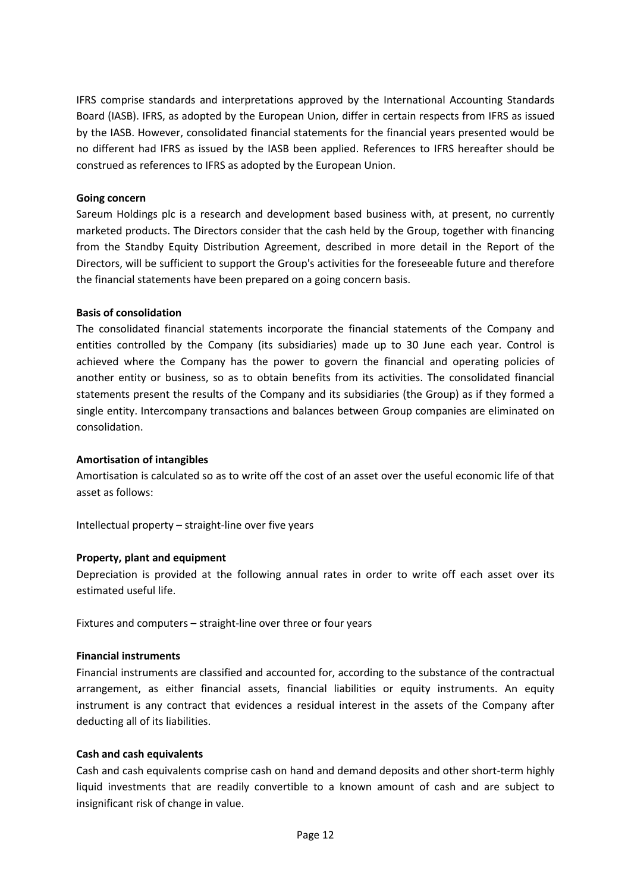IFRS comprise standards and interpretations approved by the International Accounting Standards Board (IASB). IFRS, as adopted by the European Union, differ in certain respects from IFRS as issued by the IASB. However, consolidated financial statements for the financial years presented would be no different had IFRS as issued by the IASB been applied. References to IFRS hereafter should be construed as references to IFRS as adopted by the European Union.

**Going concern**

Sareum Holdings plc is a research and development based business with, at present, no currently marketed products. The Directors consider that the cash held by the Group, together with financing from the Standby Equity Distribution Agreement, described in more detail in the Report of the Directors, will be sufficient to support the Group's activities for the foreseeable future and therefore the financial statements have been prepared on a going concern basis.

**Basis of consolidation**

The consolidated financial statements incorporate the financial statements of the Company and entities controlled by the Company (its subsidiaries) made up to 30 June each year. Control is achieved where the Company has the power to govern the financial and operating policies of another entity or business, so as to obtain benefits from its activities. The consolidated financial statements present the results of the Company and its subsidiaries (the Group) as if they formed a single entity. Intercompany transactions and balances between Group companies are eliminated on consolidation.

**Amortisation of intangibles**

Amortisation is calculated so as to write off the cost of an asset over the useful economic life of that asset as follows:

Intellectual property – straight-line over five years

**Property, plant and equipment**

Depreciation is provided at the following annual rates in order to write off each asset over its estimated useful life.

Fixtures and computers – straight-line over three or four years

**Financial instruments**

Financial instruments are classified and accounted for, according to the substance of the contractual arrangement, as either financial assets, financial liabilities or equity instruments. An equity instrument is any contract that evidences a residual interest in the assets of the Company after deducting all of its liabilities.

**Cash and cash equivalents**

Cash and cash equivalents comprise cash on hand and demand deposits and other short-term highly liquid investments that are readily convertible to a known amount of cash and are subject to insignificant risk of change in value.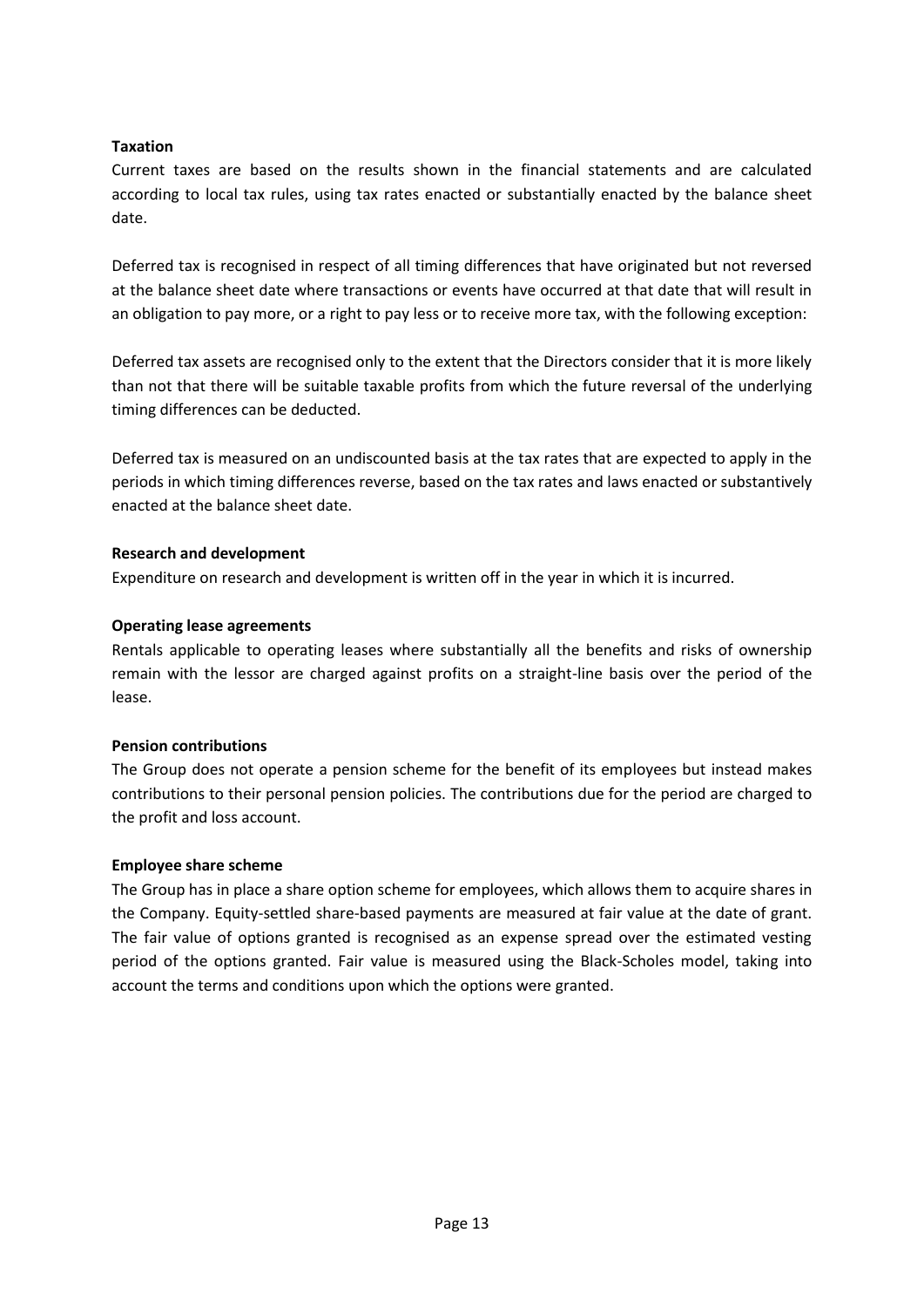**Taxation**

Current taxes are based on the results shown in the financial statements and are calculated according to local tax rules, using tax rates enacted or substantially enacted by the balance sheet date.

Deferred tax is recognised in respect of all timing differences that have originated but not reversed at the balance sheet date where transactions or events have occurred at that date that will result in an obligation to pay more, or a right to pay less or to receive more tax, with the following exception:

Deferred tax assets are recognised only to the extent that the Directors consider that it is more likely than not that there will be suitable taxable profits from which the future reversal of the underlying timing differences can be deducted.

Deferred tax is measured on an undiscounted basis at the tax rates that are expected to apply in the periods in which timing differences reverse, based on the tax rates and laws enacted or substantively enacted at the balance sheet date.

**Research and development**

Expenditure on research and development is written off in the year in which it is incurred.

**Operating lease agreements**

Rentals applicable to operating leases where substantially all the benefits and risks of ownership remain with the lessor are charged against profits on a straight-line basis over the period of the lease.

**Pension contributions**

The Group does not operate a pension scheme for the benefit of its employees but instead makes contributions to their personal pension policies. The contributions due for the period are charged to the profit and loss account.

**Employee share scheme**

The Group has in place a share option scheme for employees, which allows them to acquire shares in the Company. Equity-settled share-based payments are measured at fair value at the date of grant. The fair value of options granted is recognised as an expense spread over the estimated vesting period of the options granted. Fair value is measured using the Black-Scholes model, taking into account the terms and conditions upon which the options were granted.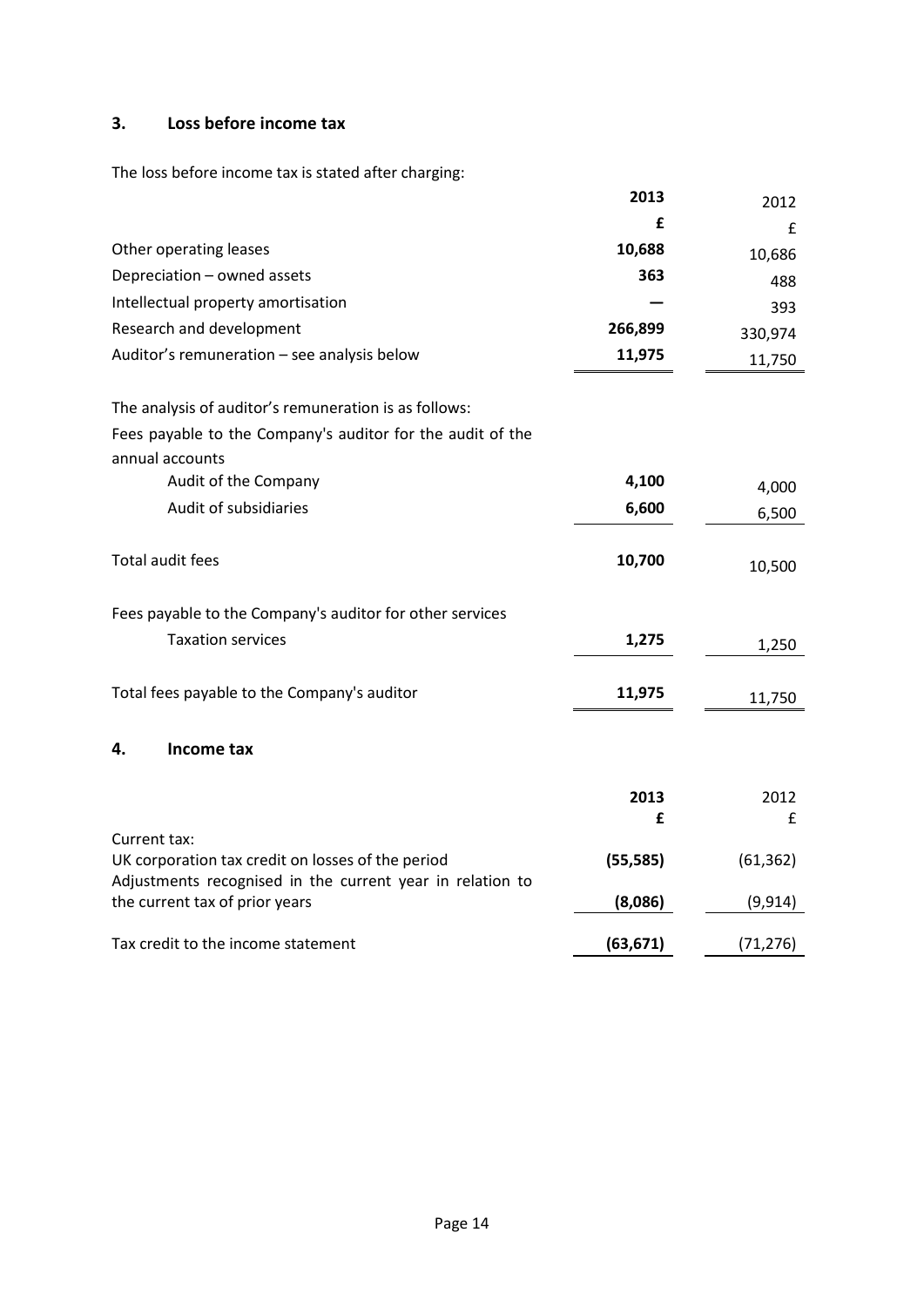## 3. Loss before income tax

The loss before income tax is stated after charging:

| | 2013 | 2012 |
|---|---|---|
| | £ | £ |
| Other operating leases | 10,688 | 10,686 |
| Depreciation – owned assets | 363 | 488 |
| Intellectual property amortisation | — | 393 |
| Research and development | 266,899 | 330,974 |
| Auditor's remuneration – see analysis below | 11,975 | 11,750 |

The analysis of auditor's remuneration is as follows:

| | 2013 | 2012 |
|---|---|---|
| Fees payable to the Company's auditor for the audit of the annual accounts | | |
| Audit of the Company | 4,100 | 4,000 |
| Audit of subsidiaries | 6,600 | 6,500 |
| Total audit fees | 10,700 | 10,500 |
| Fees payable to the Company's auditor for other services | | |
| Taxation services | 1,275 | 1,250 |
| Total fees payable to the Company's auditor | 11,975 | 11,750 |

## 4. Income tax

| | 2013 | 2012 |
|---|---|---|
| | £ | £ |
| Current tax: | | |
| UK corporation tax credit on losses of the period | (55,585) | (61,362) |
| Adjustments recognised in the current year in relation to the current tax of prior years | (8,086) | (9,914) |
| Tax credit to the income statement | (63,671) | (71,276) |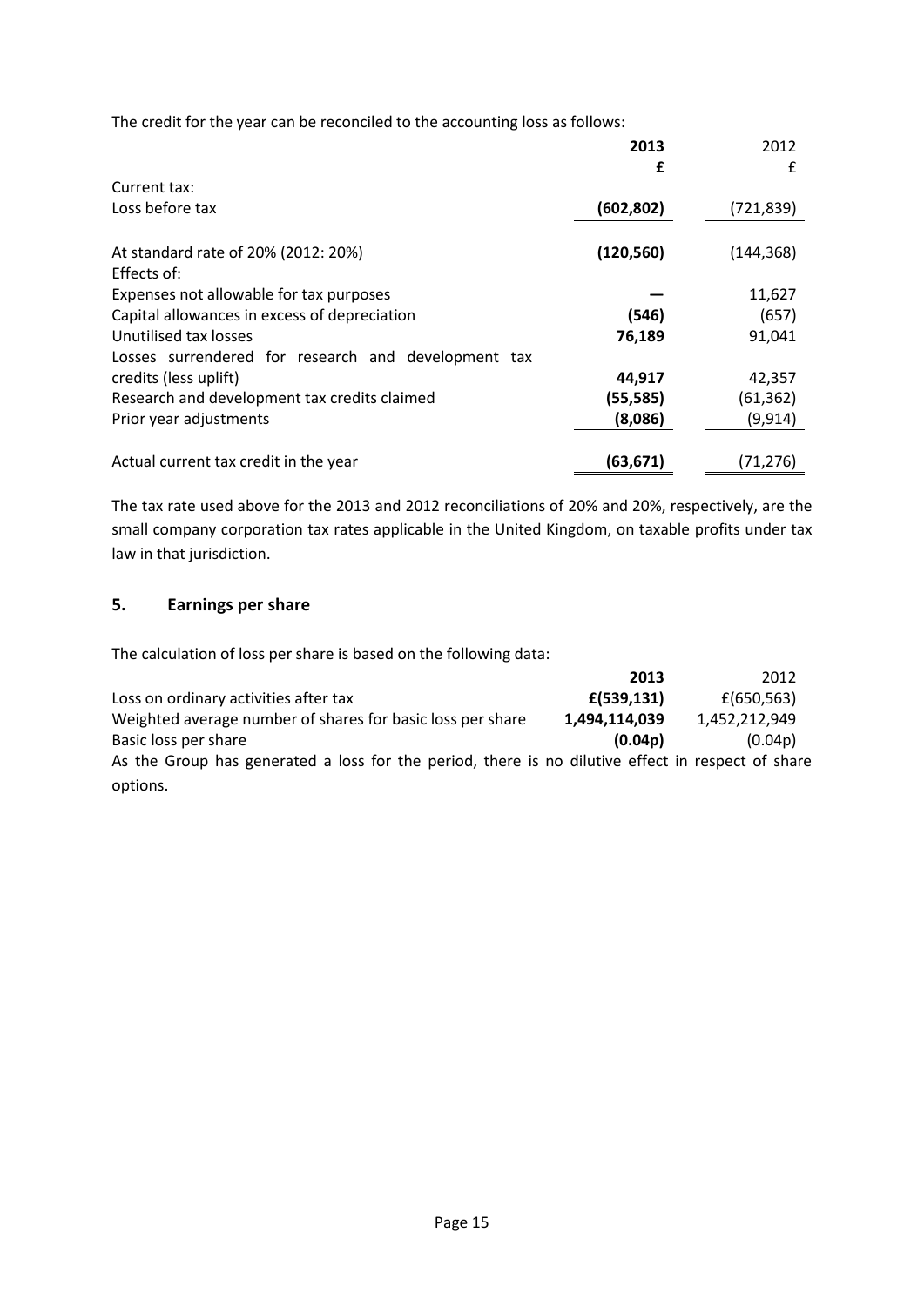The credit for the year can be reconciled to the accounting loss as follows:

| | **2013** | 2012 |
|---|---|---|
| | **£** | £ |
| Current tax: | | |
| Loss before tax | **(602,802)** | (721,839) |
| At standard rate of 20% (2012: 20%) | **(120,560)** | (144,368) |
| Effects of: | | |
| Expenses not allowable for tax purposes | **—** | 11,627 |
| Capital allowances in excess of depreciation | **(546)** | (657) |
| Unutilised tax losses | **76,189** | 91,041 |
| Losses surrendered for research and development tax credits (less uplift) | **44,917** | 42,357 |
| Research and development tax credits claimed | **(55,585)** | (61,362) |
| Prior year adjustments | **(8,086)** | (9,914) |
| Actual current tax credit in the year | **(63,671)** | (71,276) |

The tax rate used above for the 2013 and 2012 reconciliations of 20% and 20%, respectively, are the small company corporation tax rates applicable in the United Kingdom, on taxable profits under tax law in that jurisdiction.

## 5. Earnings per share

The calculation of loss per share is based on the following data:

| | **2013** | 2012 |
|---|---|---|
| Loss on ordinary activities after tax | **£(539,131)** | £(650,563) |
| Weighted average number of shares for basic loss per share | **1,494,114,039** | 1,452,212,949 |
| Basic loss per share | **(0.04p)** | (0.04p) |

As the Group has generated a loss for the period, there is no dilutive effect in respect of share options.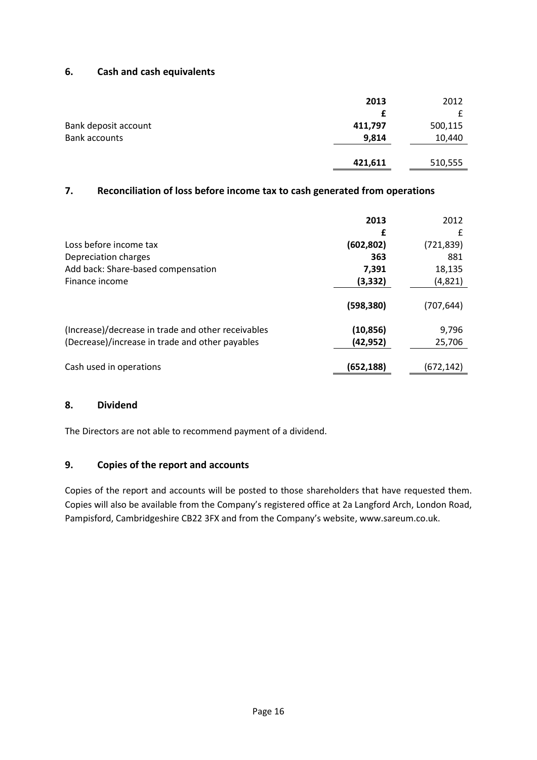## 6. Cash and cash equivalents

| | 2013 | 2012 |
|---|---|---|
| | **£** | £ |
| Bank deposit account | **411,797** | 500,115 |
| Bank accounts | **9,814** | 10,440 |
| | **421,611** | 510,555 |

## 7. Reconciliation of loss before income tax to cash generated from operations

| | 2013 | 2012 |
|---|---|---|
| | **£** | £ |
| Loss before income tax | **(602,802)** | (721,839) |
| Depreciation charges | **363** | 881 |
| Add back: Share-based compensation | **7,391** | 18,135 |
| Finance income | **(3,332)** | (4,821) |
| | **(598,380)** | (707,644) |
| (Increase)/decrease in trade and other receivables | **(10,856)** | 9,796 |
| (Decrease)/increase in trade and other payables | **(42,952)** | 25,706 |
| Cash used in operations | **(652,188)** | (672,142) |

## 8. Dividend

The Directors are not able to recommend payment of a dividend.

## 9. Copies of the report and accounts

Copies of the report and accounts will be posted to those shareholders that have requested them. Copies will also be available from the Company's registered office at 2a Langford Arch, London Road, Pampisford, Cambridgeshire CB22 3FX and from the Company's website, www.sareum.co.uk.